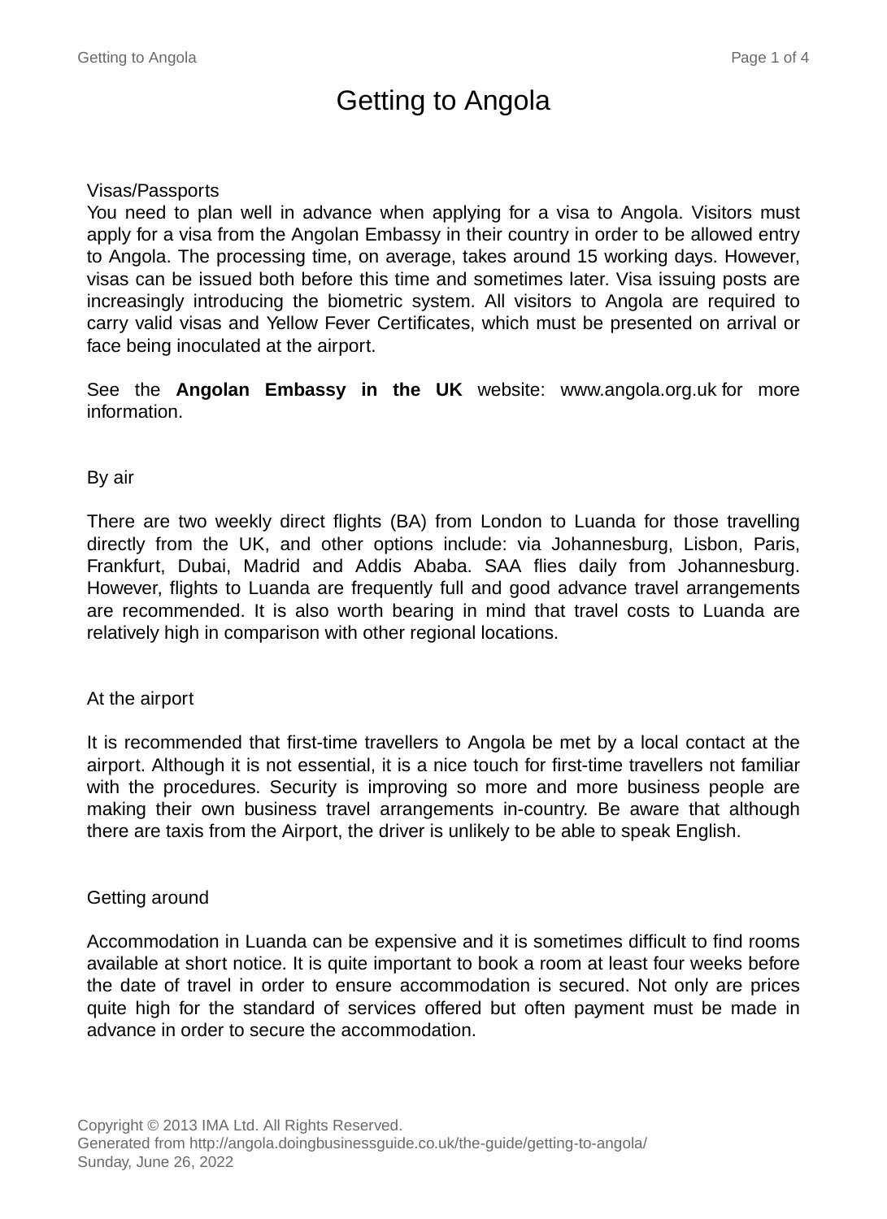# Getting to Angola

## Visas/Passports

You need to plan well in advance when applying for a visa to Angola. Visitors must apply for a visa from the Angolan Embassy in their country in order to be allowed entry to Angola. The processing time, on average, takes around 15 working days. However, visas can be issued both before this time and sometimes later. Visa issuing posts are increasingly introducing the biometric system. All visitors to Angola are required to carry valid visas and Yellow Fever Certificates, which must be presented on arrival or face being inoculated at the airport.

See the **Angolan Embassy in the UK** website: www.angola.org.uk for more information.

## By air

There are two weekly direct flights (BA) from London to Luanda for those travelling directly from the UK, and other options include: via Johannesburg, Lisbon, Paris, Frankfurt, Dubai, Madrid and Addis Ababa. SAA flies daily from Johannesburg. However, flights to Luanda are frequently full and good advance travel arrangements are recommended. It is also worth bearing in mind that travel costs to Luanda are relatively high in comparison with other regional locations.

## At the airport

It is recommended that first-time travellers to Angola be met by a local contact at the airport. Although it is not essential, it is a nice touch for first-time travellers not familiar with the procedures. Security is improving so more and more business people are making their own business travel arrangements in-country. Be aware that although there are taxis from the Airport, the driver is unlikely to be able to speak English.

## Getting around

Accommodation in Luanda can be expensive and it is sometimes difficult to find rooms available at short notice. It is quite important to book a room at least four weeks before the date of travel in order to ensure accommodation is secured. Not only are prices quite high for the standard of services offered but often payment must be made in advance in order to secure the accommodation.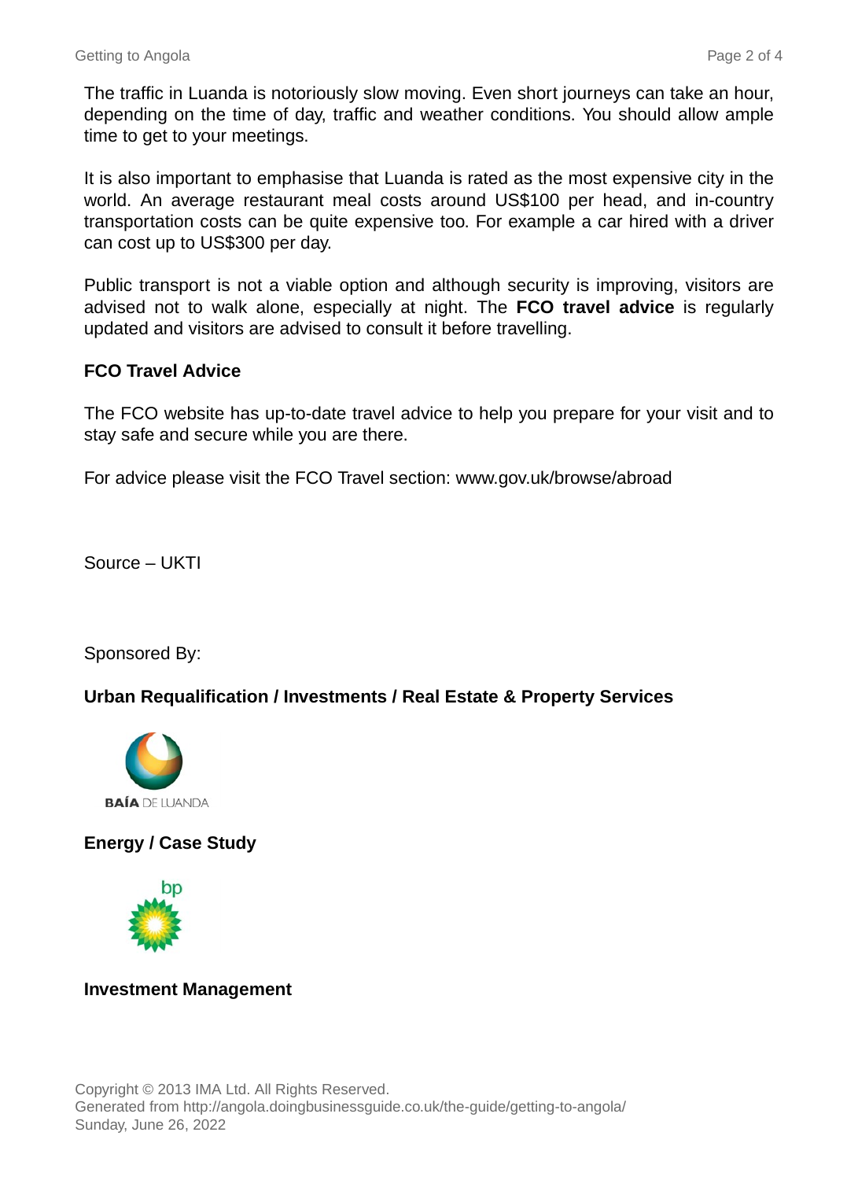The traffic in Luanda is notoriously slow moving. Even short journeys can take an hour, depending on the time of day, traffic and weather conditions. You should allow ample time to get to your meetings.

It is also important to emphasise that Luanda is rated as the most expensive city in the world. An average restaurant meal costs around US$100 per head, and in-country transportation costs can be quite expensive too. For example a car hired with a driver can cost up to US$300 per day.

Public transport is not a viable option and although security is improving, visitors are advised not to walk alone, especially at night. The **FCO travel advice** is regularly updated and visitors are advised to consult it before travelling.

### FCO Travel Advice

The FCO website has up-to-date travel advice to help you prepare for your visit and to stay safe and secure while you are there.

For advice please visit the FCO Travel section: www.gov.uk/browse/abroad

Source – UKTI

Sponsored By:

**Urban Requalification / Investments / Real Estate & Property Services**

BAÍA DE LUANDA

**Energy / Case Study**

bp

**Investment Management**

Copyright © 2013 IMA Ltd. All Rights Reserved.
Generated from http://angola.doingbusinessguide.co.uk/the-guide/getting-to-angola/
Sunday, June 26, 2022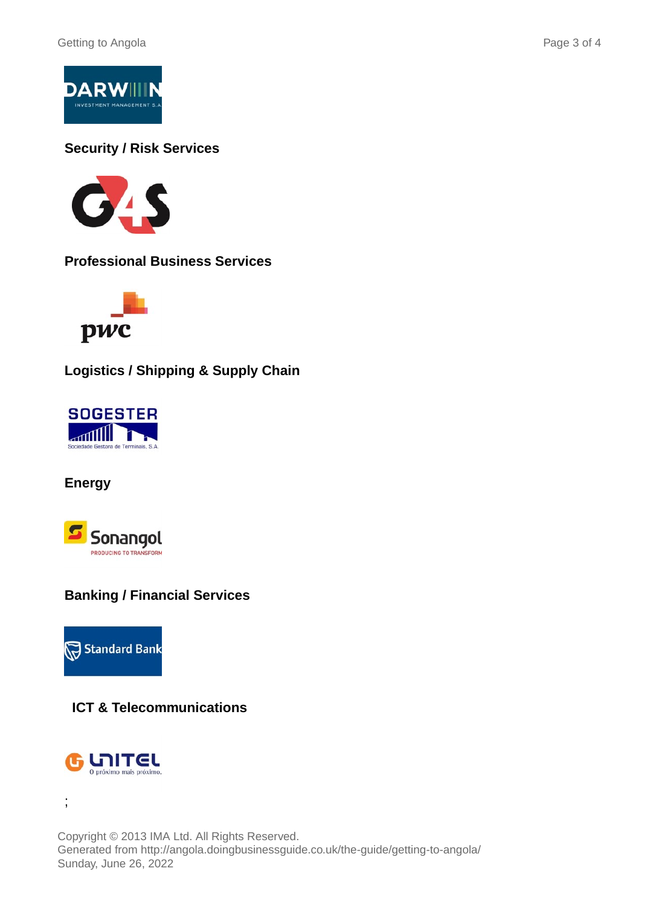**Security / Risk Services**

**Professional Business Services**

**Logistics / Shipping & Supply Chain**

**Energy**

**Banking / Financial Services**

**ICT & Telecommunications**

;

Copyright © 2013 IMA Ltd. All Rights Reserved.
Generated from http://angola.doingbusinessguide.co.uk/the-guide/getting-to-angola/
Sunday, June 26, 2022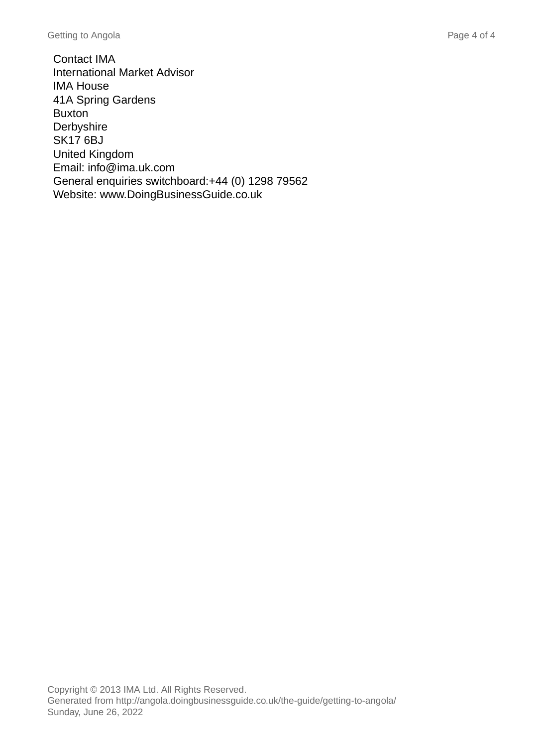Contact IMA  
International Market Advisor  
IMA House  
41A Spring Gardens  
Buxton  
Derbyshire  
SK17 6BJ  
United Kingdom  
Email: info@ima.uk.com  
General enquiries switchboard:+44 (0) 1298 79562  
Website: www.DoingBusinessGuide.co.uk

Copyright © 2013 IMA Ltd. All Rights Reserved.  
Generated from http://angola.doingbusinessguide.co.uk/the-guide/getting-to-angola/  
Sunday, June 26, 2022